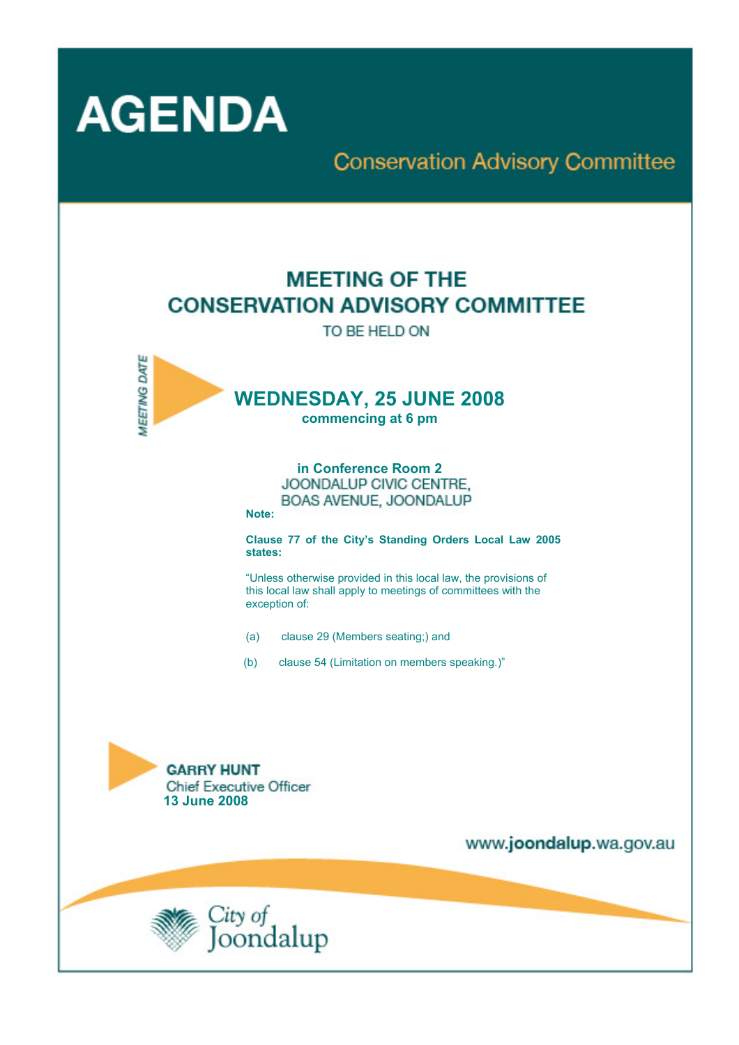# AGENDA

## Conservation Advisory Committee

## MEETING OF THE CONSERVATION ADVISORY COMMITTEE

TO BE HELD ON

MEETING DATE

## WEDNESDAY, 25 JUNE 2008

**commencing at 6 pm**

**in Conference Room 2**
JOONDALUP CIVIC CENTRE,
BOAS AVENUE, JOONDALUP

**Note:**

**Clause 77 of the City's Standing Orders Local Law 2005 states:**

"Unless otherwise provided in this local law, the provisions of this local law shall apply to meetings of committees with the exception of:

(a) clause 29 (Members seating;) and

(b) clause 54 (Limitation on members speaking.)"

**GARRY HUNT**
Chief Executive Officer
**13 June 2008**

www.**joondalup**.wa.gov.au

City of Joondalup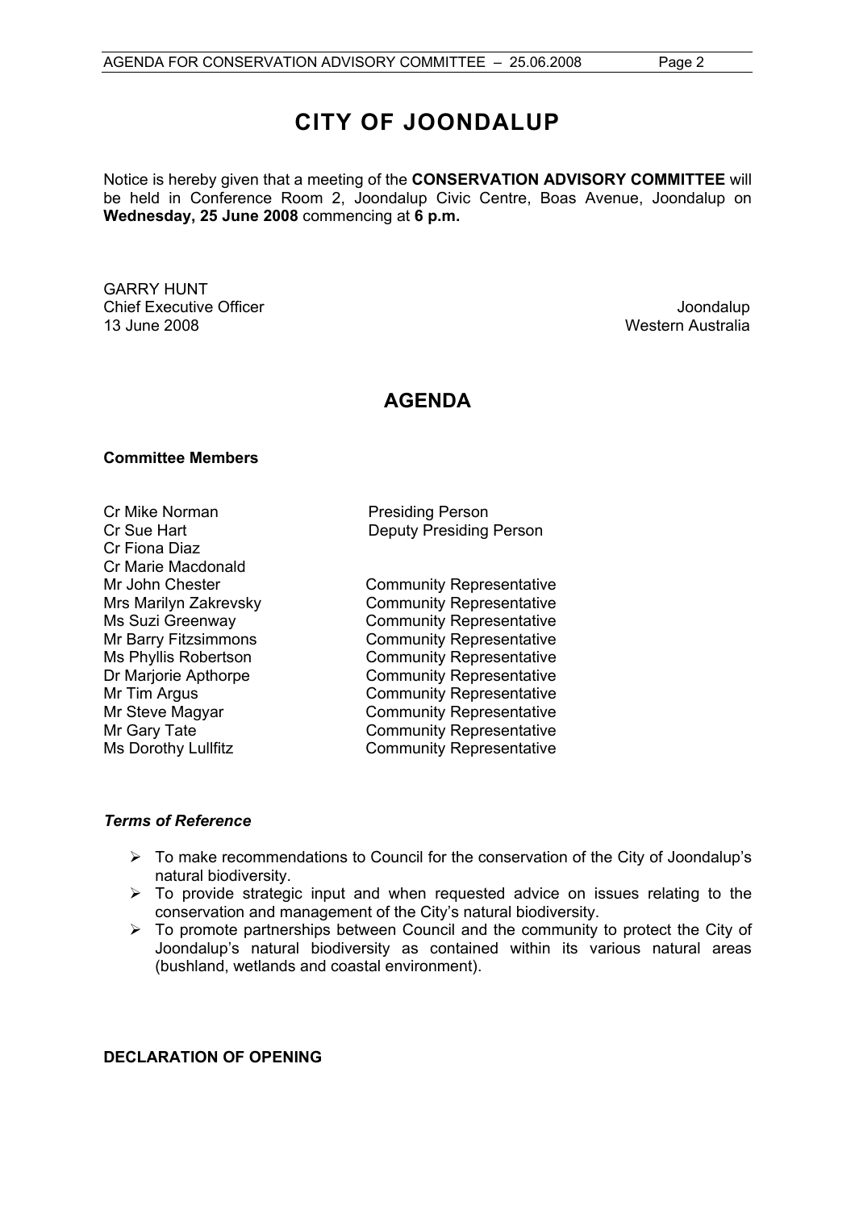# CITY OF JOONDALUP

Notice is hereby given that a meeting of the **CONSERVATION ADVISORY COMMITTEE** will be held in Conference Room 2, Joondalup Civic Centre, Boas Avenue, Joondalup on **Wednesday, 25 June 2008** commencing at **6 p.m.**

GARRY HUNT
Chief Executive Officer
13 June 2008

Joondalup
Western Australia

## AGENDA

**Committee Members**

| | |
|---|---|
| Cr Mike Norman | Presiding Person |
| Cr Sue Hart | Deputy Presiding Person |
| Cr Fiona Diaz | |
| Cr Marie Macdonald | |
| Mr John Chester | Community Representative |
| Mrs Marilyn Zakrevsky | Community Representative |
| Ms Suzi Greenway | Community Representative |
| Mr Barry Fitzsimmons | Community Representative |
| Ms Phyllis Robertson | Community Representative |
| Dr Marjorie Apthorpe | Community Representative |
| Mr Tim Argus | Community Representative |
| Mr Steve Magyar | Community Representative |
| Mr Gary Tate | Community Representative |
| Ms Dorothy Lullfitz | Community Representative |

***Terms of Reference***

- To make recommendations to Council for the conservation of the City of Joondalup's natural biodiversity.
- To provide strategic input and when requested advice on issues relating to the conservation and management of the City's natural biodiversity.
- To promote partnerships between Council and the community to protect the City of Joondalup's natural biodiversity as contained within its various natural areas (bushland, wetlands and coastal environment).

**DECLARATION OF OPENING**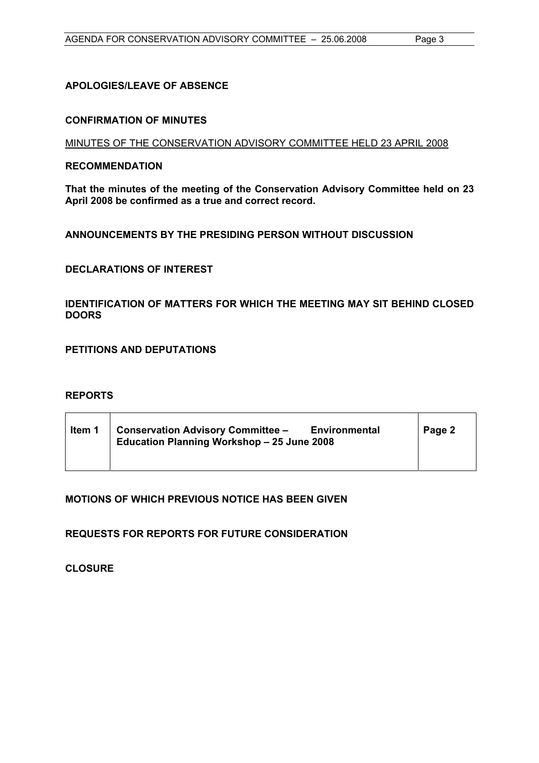**APOLOGIES/LEAVE OF ABSENCE**

**CONFIRMATION OF MINUTES**

<u>MINUTES OF THE CONSERVATION ADVISORY COMMITTEE HELD 23 APRIL 2008</u>

**RECOMMENDATION**

**That the minutes of the meeting of the Conservation Advisory Committee held on 23 April 2008 be confirmed as a true and correct record.**

**ANNOUNCEMENTS BY THE PRESIDING PERSON WITHOUT DISCUSSION**

**DECLARATIONS OF INTEREST**

**IDENTIFICATION OF MATTERS FOR WHICH THE MEETING MAY SIT BEHIND CLOSED DOORS**

**PETITIONS AND DEPUTATIONS**

**REPORTS**

| Item 1 | Conservation Advisory Committee – Environmental Education Planning Workshop – 25 June 2008 | Page 2 |
|---|---|---|

**MOTIONS OF WHICH PREVIOUS NOTICE HAS BEEN GIVEN**

**REQUESTS FOR REPORTS FOR FUTURE CONSIDERATION**

**CLOSURE**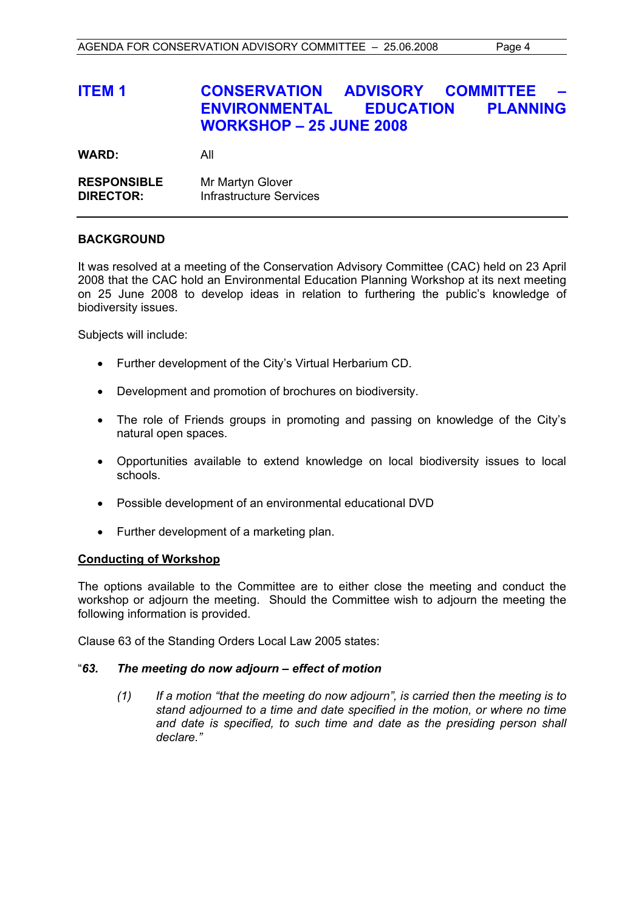## ITEM 1 CONSERVATION ADVISORY COMMITTEE – ENVIRONMENTAL EDUCATION PLANNING WORKSHOP – 25 JUNE 2008

**WARD:** All

**RESPONSIBLE DIRECTOR:** Mr Martyn Glover
Infrastructure Services

---

**BACKGROUND**

It was resolved at a meeting of the Conservation Advisory Committee (CAC) held on 23 April 2008 that the CAC hold an Environmental Education Planning Workshop at its next meeting on 25 June 2008 to develop ideas in relation to furthering the public's knowledge of biodiversity issues.

Subjects will include:

- Further development of the City's Virtual Herbarium CD.
- Development and promotion of brochures on biodiversity.
- The role of Friends groups in promoting and passing on knowledge of the City's natural open spaces.
- Opportunities available to extend knowledge on local biodiversity issues to local schools.
- Possible development of an environmental educational DVD
- Further development of a marketing plan.

**Conducting of Workshop**

The options available to the Committee are to either close the meeting and conduct the workshop or adjourn the meeting. Should the Committee wish to adjourn the meeting the following information is provided.

Clause 63 of the Standing Orders Local Law 2005 states:

"***63. The meeting do now adjourn – effect of motion***

> *(1) If a motion "that the meeting do now adjourn", is carried then the meeting is to stand adjourned to a time and date specified in the motion, or where no time and date is specified, to such time and date as the presiding person shall declare."*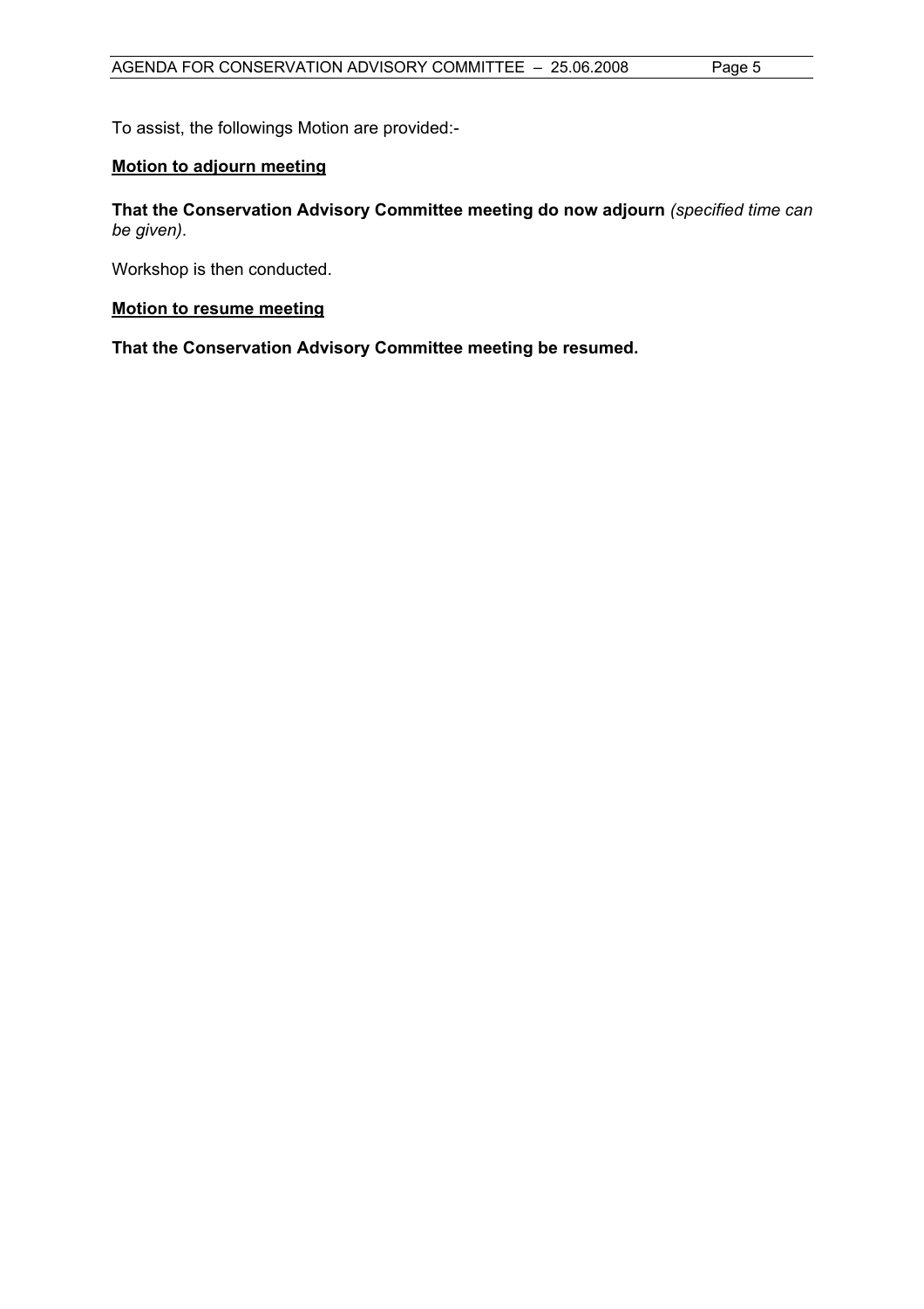To assist, the followings Motion are provided:-

**Motion to adjourn meeting**

**That the Conservation Advisory Committee meeting do now adjourn** *(specified time can be given)*.

Workshop is then conducted.

**Motion to resume meeting**

**That the Conservation Advisory Committee meeting be resumed.**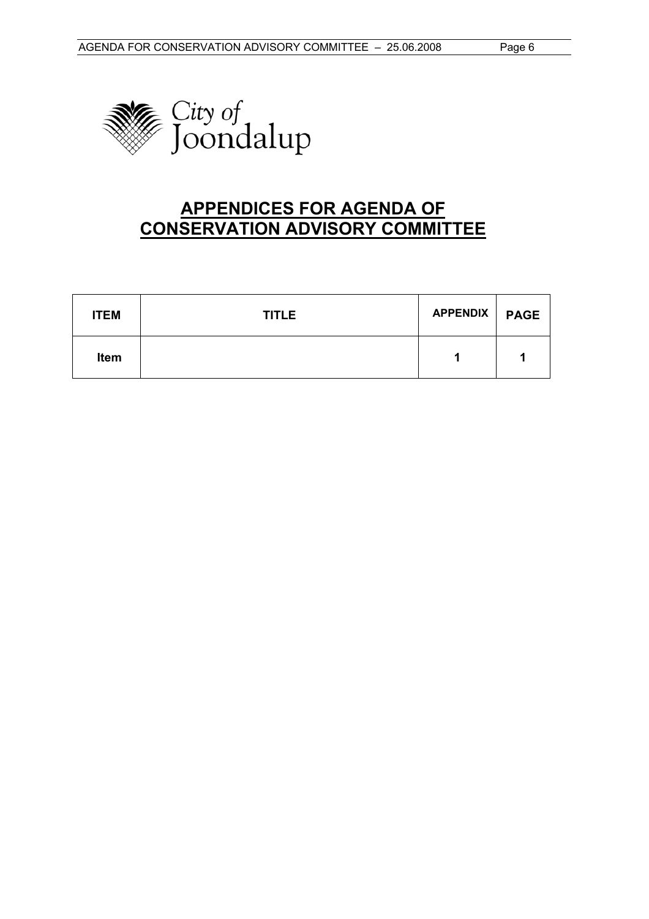City of Joondalup

# APPENDICES FOR AGENDA OF CONSERVATION ADVISORY COMMITTEE

| ITEM | TITLE | APPENDIX | PAGE |
|---|---|---|---|
| Item | | 1 | 1 |